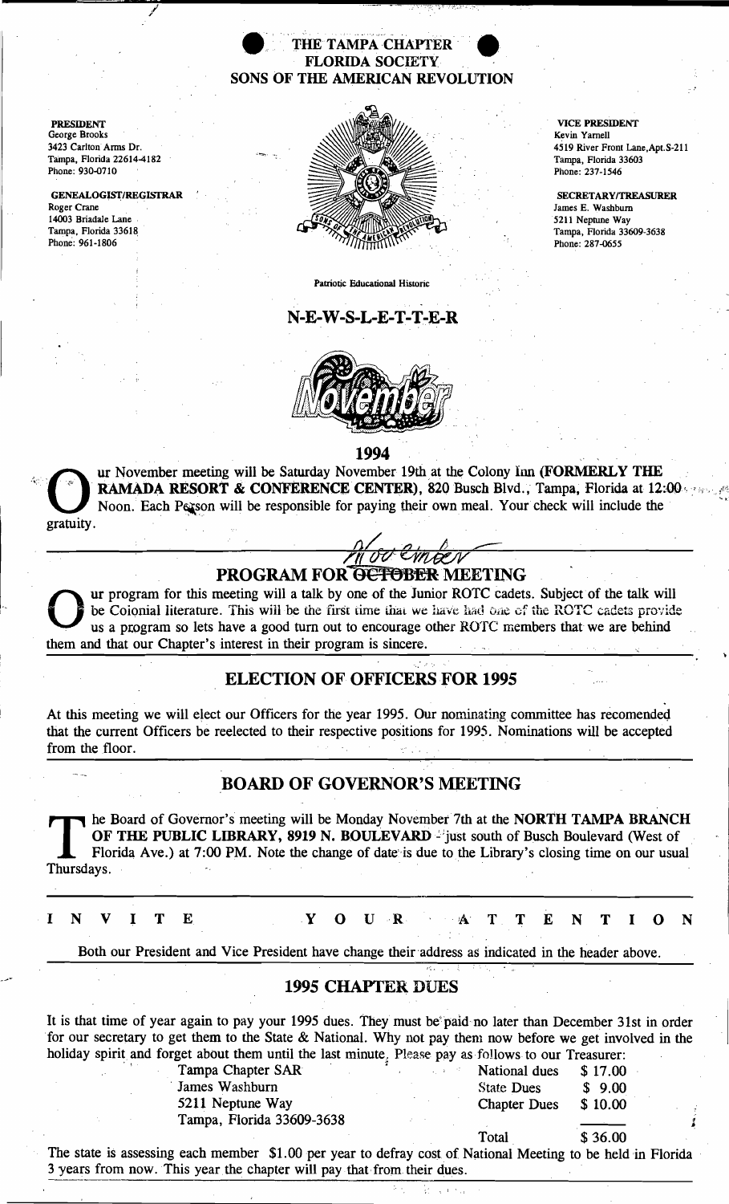# THE TAMPA CHAPTER
## FLORIDA SOCIETY
## SONS OF THE AMERICAN REVOLUTION

**PRESIDENT**
George Brooks
3423 Carlton Arms Dr.
Tampa, Florida 22614-4182
Phone: 930-0710

**GENEALOGIST/REGISTRAR**
Roger Crane
14003 Briadale Lane
Tampa, Florida 33618
Phone: 961-1806

**VICE PRESIDENT**
Kevin Yarnell
4519 River Front Lane,Apt.S-211
Tampa, Florida 33603
Phone: 237-1546

**SECRETARY/TREASURER**
James E. Washburn
5211 Neptune Way
Tampa, Florida 33609-3638
Phone: 287-0655

Patriotic Educational Historic

## N-E-W-S-L-E-T-T-E-R

November

1994

Our November meeting will be Saturday November 19th at the Colony Inn **(FORMERLY THE RAMADA RESORT & CONFERENCE CENTER)**, 820 Busch Blvd., Tampa, Florida at 12:00 Noon. Each Person will be responsible for paying their own meal. Your check will include the gratuity.

## PROGRAM FOR ~~OCTOBER~~ November MEETING

Our program for this meeting will a talk by one of the Junior ROTC cadets. Subject of the talk will be Coionial literature. This will be the first time that we have had one of the ROTC cadets provide us a program so lets have a good turn out to encourage other ROTC members that we are behind them and that our Chapter's interest in their program is sincere.

## ELECTION OF OFFICERS FOR 1995

At this meeting we will elect our Officers for the year 1995. Our nominating committee has recomended that the current Officers be reelected to their respective positions for 1995. Nominations will be accepted from the floor.

## BOARD OF GOVERNOR'S MEETING

The Board of Governor's meeting will be Monday November 7th at the **NORTH TAMPA BRANCH OF THE PUBLIC LIBRARY, 8919 N. BOULEVARD** - just south of Busch Boulevard (West of Florida Ave.) at 7:00 PM. Note the change of date is due to the Library's closing time on our usual Thursdays.

**I N V I T E   Y O U R   A T T E N T I O N**

Both our President and Vice President have change their address as indicated in the header above.

## 1995 CHAPTER DUES

It is that time of year again to pay your 1995 dues. They must be paid no later than December 31st in order for our secretary to get them to the State & National. Why not pay them now before we get involved in the holiday spirit and forget about them until the last minute. Please pay as follows to our Treasurer:

Tampa Chapter SAR
James Washburn
5211 Neptune Way
Tampa, Florida 33609-3638

| | |
|---|---|
| National dues | $ 17.00 |
| State Dues | $ 9.00 |
| Chapter Dues | $ 10.00 |
| Total | $ 36.00 |

The state is assessing each member $1.00 per year to defray cost of National Meeting to be held in Florida 3 years from now. This year the chapter will pay that from their dues.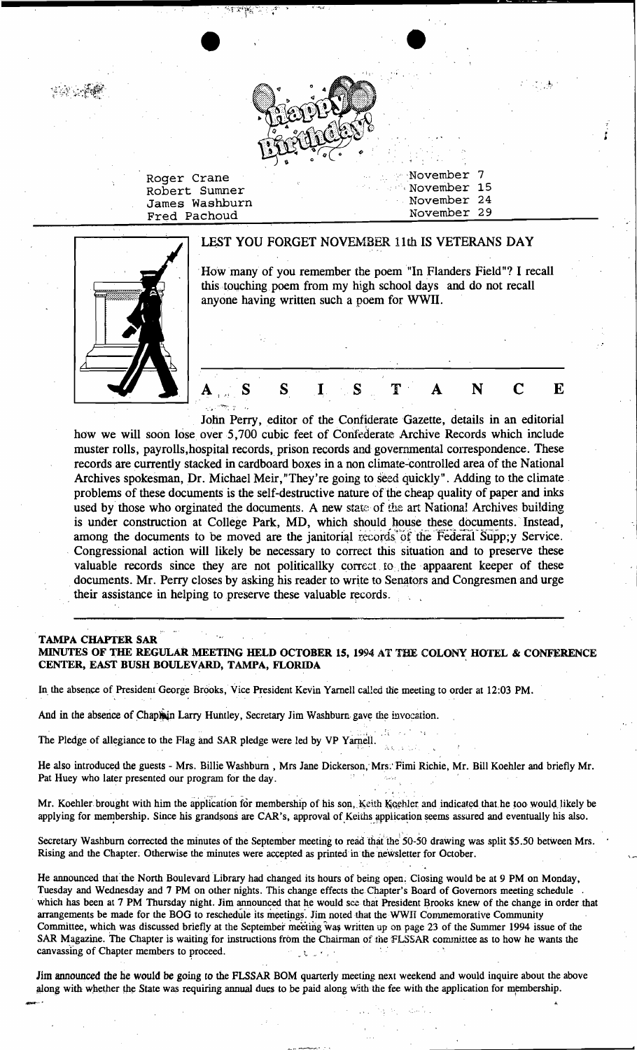Happy Birthday!

| | |
|---|---|
| Roger Crane | November 7 |
| Robert Sumner | November 15 |
| James Washburn | November 24 |
| Fred Pachoud | November 29 |

## LEST YOU FORGET NOVEMBER 11th IS VETERANS DAY

How many of you remember the poem "In Flanders Field"? I recall this touching poem from my high school days and do not recall anyone having written such a poem for WWII.

## A S S I S T A N C E

John Perry, editor of the Confiderate Gazette, details in an editorial how we will soon lose over 5,700 cubic feet of Confederate Archive Records which include muster rolls, payrolls,hospital records, prison records and governmental correspondence. These records are currently stacked in cardboard boxes in a non climate-controlled area of the National Archives spokesman, Dr. Michael Meir,"They're going to seed quickly". Adding to the climate problems of these documents is the self-destructive nature of the cheap quality of paper and inks used by those who orginated the documents. A new state of the art National Archives building is under construction at College Park, MD, which should house these documents. Instead, among the documents to be moved are the janitorial records of the Federal Supp;y Service. Congressional action will likely be necessary to correct this situation and to preserve these valuable records since they are not politicallky correct to the appaarent keeper of these documents. Mr. Perry closes by asking his reader to write to Senators and Congresmen and urge their assistance in helping to preserve these valuable records.

**TAMPA CHAPTER SAR**
**MINUTES OF THE REGULAR MEETING HELD OCTOBER 15, 1994 AT THE COLONY HOTEL & CONFERENCE CENTER, EAST BUSH BOULEVARD, TAMPA, FLORIDA**

In the absence of President George Brooks, Vice President Kevin Yarnell called the meeting to order at 12:03 PM.

And in the absence of Chaplain Larry Huntley, Secretary Jim Washburn gave the invocation.

The Pledge of allegiance to the Flag and SAR pledge were led by VP Yarnell.

He also introduced the guests - Mrs. Billie Washburn , Mrs Jane Dickerson, Mrs. Fimi Richie, Mr. Bill Koehler and briefly Mr. Pat Huey who later presented our program for the day.

Mr. Koehler brought with him the application for membership of his son, Keith Koehler and indicated that he too would likely be applying for membership. Since his grandsons are CAR's, approval of Keiths application seems assured and eventually his also.

Secretary Washburn corrected the minutes of the September meeting to read that the 50-50 drawing was split $5.50 between Mrs. Rising and the Chapter. Otherwise the minutes were accepted as printed in the newsletter for October.

He announced that the North Boulevard Library had changed its hours of being open. Closing would be at 9 PM on Monday, Tuesday and Wednesday and 7 PM on other nights. This change effects the Chapter's Board of Governors meeting schedule which has been at 7 PM Thursday night. Jim announced that he would see that President Brooks knew of the change in order that arrangements be made for the BOG to reschedule its meetings. Jim noted that the WWII Commemorative Community Committee, which was discussed briefly at the September meeting was written up on page 23 of the Summer 1994 issue of the SAR Magazine. The Chapter is waiting for instructions from the Chairman of the FLSSAR committee as to how he wants the canvassing of Chapter members to proceed.

Jim announced the he would be going to the FLSSAR BOM quarterly meeting next weekend and would inquire about the above along with whether the State was requiring annual dues to be paid along with the fee with the application for membership.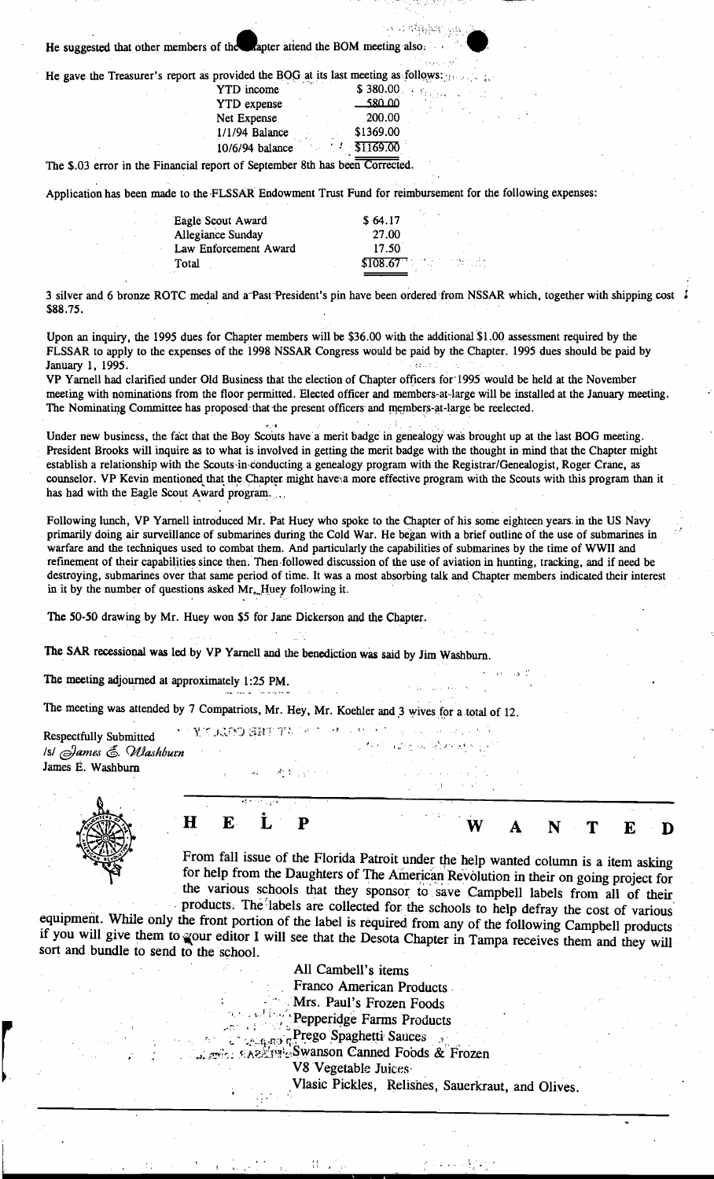He suggested that other members of the Chapter attend the BOM meeting also.

He gave the Treasurer's report as provided the BOG at its last meeting as follows:

| | |
|---|---|
| YTD income | $ 380.00 |
| YTD expense | 580.00 |
| Net Expense | 200.00 |
| 1/1/94 Balance | $1369.00 |
| 10/6/94 balance | $1169.00 |

The $.03 error in the Financial report of September 8th has been Corrected.

Application has been made to the FLSSAR Endowment Trust Fund for reimbursement for the following expenses:

| | |
|---|---|
| Eagle Scout Award | $ 64.17 |
| Allegiance Sunday | 27.00 |
| Law Enforcement Award | 17.50 |
| Total | $108.67 |

3 silver and 6 bronze ROTC medal and a Past President's pin have been ordered from NSSAR which, together with shipping cost $88.75.

Upon an inquiry, the 1995 dues for Chapter members will be $36.00 with the additional $1.00 assessment required by the FLSSAR to apply to the expenses of the 1998 NSSAR Congress would be paid by the Chapter. 1995 dues should be paid by January 1, 1995.

VP Yarnell had clarified under Old Business that the election of Chapter officers for 1995 would be held at the November meeting with nominations from the floor permitted. Elected officer and members-at-large will be installed at the January meeting. The Nominating Committee has proposed that the present officers and members-at-large be reelected.

Under new business, the fact that the Boy Scouts have a merit badge in genealogy was brought up at the last BOG meeting. President Brooks will inquire as to what is involved in getting the merit badge with the thought in mind that the Chapter might establish a relationship with the Scouts in conducting a genealogy program with the Registrar/Genealogist, Roger Crane, as counselor. VP Kevin mentioned that the Chapter might have a more effective program with the Scouts with this program than it has had with the Eagle Scout Award program.

Following lunch, VP Yarnell introduced Mr. Pat Huey who spoke to the Chapter of his some eighteen years in the US Navy primarily doing air surveillance of submarines during the Cold War. He began with a brief outline of the use of submarines in warfare and the techniques used to combat them. And particularly the capabilities of submarines by the time of WWII and refinement of their capabilities since then. Then followed discussion of the use of aviation in hunting, tracking, and if need be destroying, submarines over that same period of time. It was a most absorbing talk and Chapter members indicated their interest in it by the number of questions asked Mr. Huey following it.

The 50-50 drawing by Mr. Huey won $5 for Jane Dickerson and the Chapter.

The SAR recessional was led by VP Yarnell and the benediction was said by Jim Washburn.

The meeting adjourned at approximately 1:25 PM.

The meeting was attended by 7 Compatriots, Mr. Hey, Mr. Koehler and 3 wives for a total of 12.

Respectfully Submitted  
/s/ *James E. Washburn*  
James E. Washburn

## H E L P W A N T E D

From fall issue of the Florida Patroit under the help wanted column is a item asking for help from the Daughters of The American Revolution in their on going project for the various schools that they sponsor to save Campbell labels from all of their products. The labels are collected for the schools to help defray the cost of various equipment. While only the front portion of the label is required from any of the following Campbell products if you will give them to your editor I will see that the Desota Chapter in Tampa receives them and they will sort and bundle to send to the school.

All Cambell's items  
Franco American Products  
Mrs. Paul's Frozen Foods  
Pepperidge Farms Products  
Prego Spaghetti Sauces  
Swanson Canned Foods & Frozen  
V8 Vegetable Juices  
Vlasic Pickles, Relishes, Sauerkraut, and Olives.